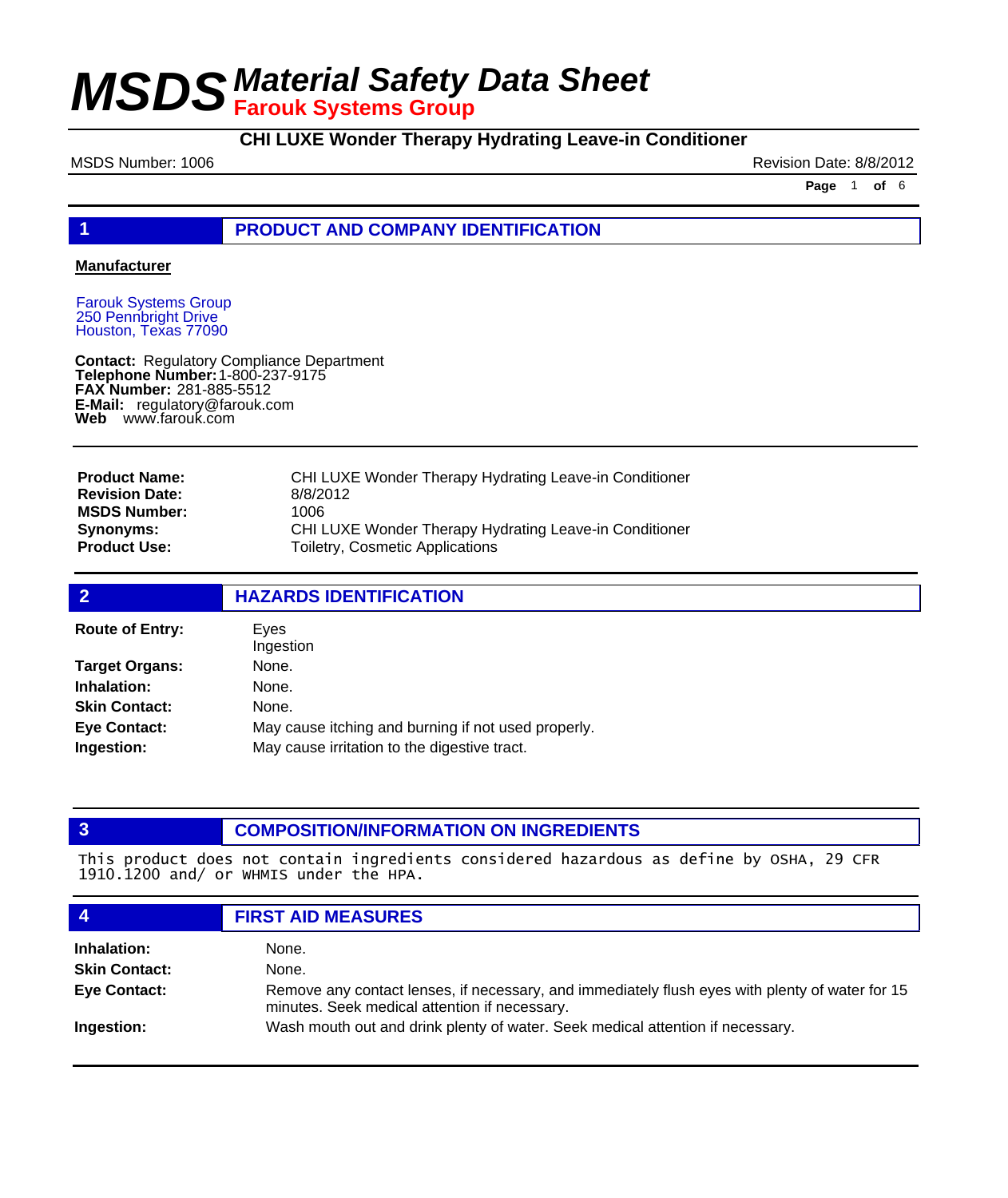# MSDS Material Safety Data Sheet

## Farouk Systems Group

### CHI LUXE Wonder Therapy Hydrating Leave-in Conditioner

MSDS Number: 1006 Revision Date: 8/8/2012

## 1 PRODUCT AND COMPANY IDENTIFICATION

**Manufacturer**

Farouk Systems Group
250 Pennbright Drive
Houston, Texas 77090

**Contact:** Regulatory Compliance Department
**Telephone Number:** 1-800-237-9175
**FAX Number:** 281-885-5512
**E-Mail:** regulatory@farouk.com
**Web** www.farouk.com

| | |
|---|---|
| **Product Name:** | CHI LUXE Wonder Therapy Hydrating Leave-in Conditioner |
| **Revision Date:** | 8/8/2012 |
| **MSDS Number:** | 1006 |
| **Synonyms:** | CHI LUXE Wonder Therapy Hydrating Leave-in Conditioner |
| **Product Use:** | Toiletry, Cosmetic Applications |

## 2 HAZARDS IDENTIFICATION

| | |
|---|---|
| **Route of Entry:** | Eyes<br>Ingestion |
| **Target Organs:** | None. |
| **Inhalation:** | None. |
| **Skin Contact:** | None. |
| **Eye Contact:** | May cause itching and burning if not used properly. |
| **Ingestion:** | May cause irritation to the digestive tract. |

## 3 COMPOSITION/INFORMATION ON INGREDIENTS

This product does not contain ingredients considered hazardous as define by OSHA, 29 CFR 1910.1200 and/ or WHMIS under the HPA.

## 4 FIRST AID MEASURES

| | |
|---|---|
| **Inhalation:** | None. |
| **Skin Contact:** | None. |
| **Eye Contact:** | Remove any contact lenses, if necessary, and immediately flush eyes with plenty of water for 15 minutes. Seek medical attention if necessary. |
| **Ingestion:** | Wash mouth out and drink plenty of water. Seek medical attention if necessary. |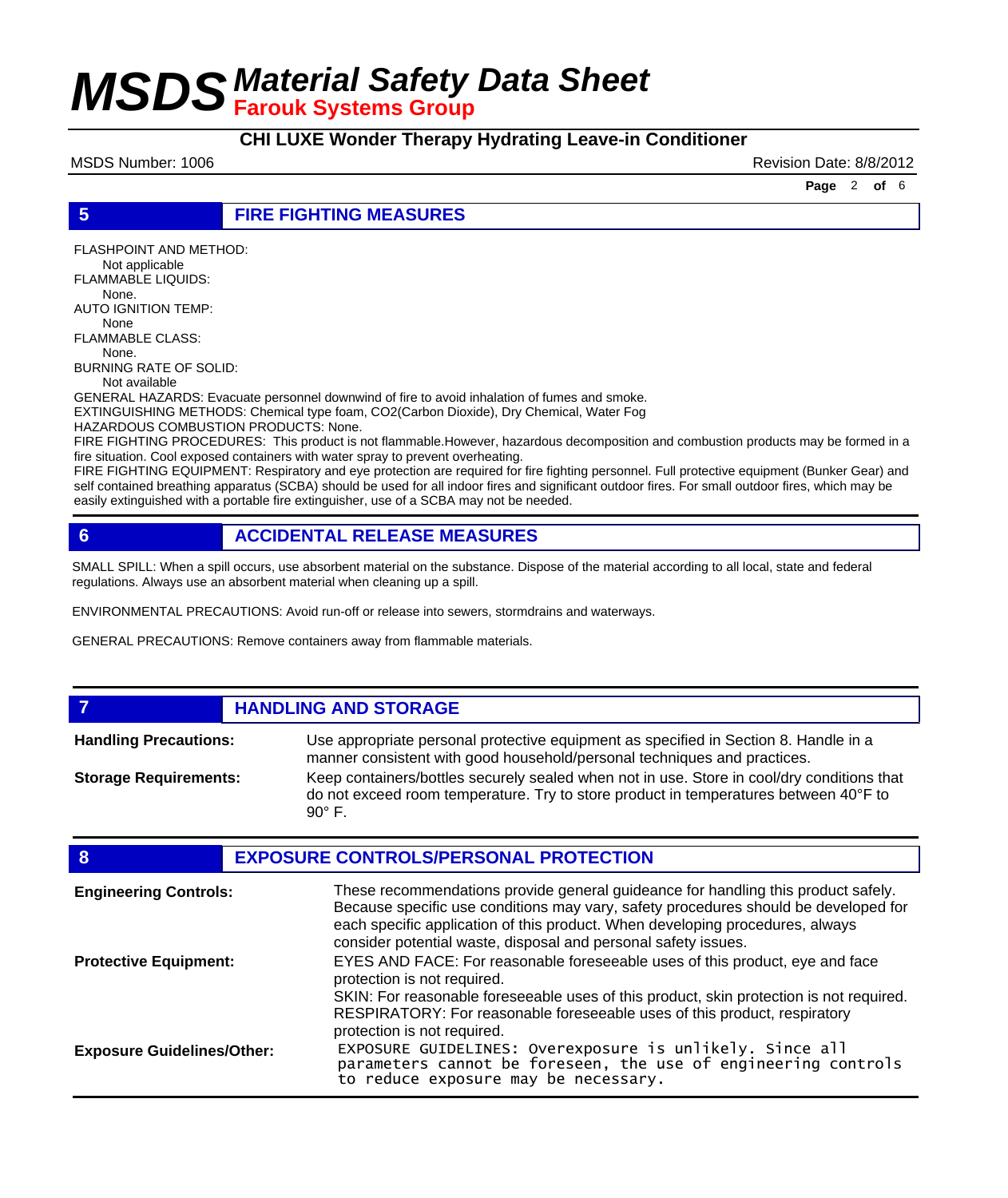## 5 FIRE FIGHTING MEASURES

FLASHPOINT AND METHOD:
Not applicable
FLAMMABLE LIQUIDS:
None.
AUTO IGNITION TEMP:
None
FLAMMABLE CLASS:
None.
BURNING RATE OF SOLID:
Not available

GENERAL HAZARDS: Evacuate personnel downwind of fire to avoid inhalation of fumes and smoke.
EXTINGUISHING METHODS: Chemical type foam, CO2(Carbon Dioxide), Dry Chemical, Water Fog
HAZARDOUS COMBUSTION PRODUCTS: None.
FIRE FIGHTING PROCEDURES: This product is not flammable.However, hazardous decomposition and combustion products may be formed in a fire situation. Cool exposed containers with water spray to prevent overheating.
FIRE FIGHTING EQUIPMENT: Respiratory and eye protection are required for fire fighting personnel. Full protective equipment (Bunker Gear) and self contained breathing apparatus (SCBA) should be used for all indoor fires and significant outdoor fires. For small outdoor fires, which may be easily extinguished with a portable fire extinguisher, use of a SCBA may not be needed.

## 6 ACCIDENTAL RELEASE MEASURES

SMALL SPILL: When a spill occurs, use absorbent material on the substance. Dispose of the material according to all local, state and federal regulations. Always use an absorbent material when cleaning up a spill.

ENVIRONMENTAL PRECAUTIONS: Avoid run-off or release into sewers, stormdrains and waterways.

GENERAL PRECAUTIONS: Remove containers away from flammable materials.

## 7 HANDLING AND STORAGE

**Handling Precautions:** Use appropriate personal protective equipment as specified in Section 8. Handle in a manner consistent with good household/personal techniques and practices.

**Storage Requirements:** Keep containers/bottles securely sealed when not in use. Store in cool/dry conditions that do not exceed room temperature. Try to store product in temperatures between 40°F to 90° F.

## 8 EXPOSURE CONTROLS/PERSONAL PROTECTION

**Engineering Controls:** These recommendations provide general guideance for handling this product safely. Because specific use conditions may vary, safety procedures should be developed for each specific application of this product. When developing procedures, always consider potential waste, disposal and personal safety issues.

**Protective Equipment:** EYES AND FACE: For reasonable foreseeable uses of this product, eye and face protection is not required.
SKIN: For reasonable foreseeable uses of this product, skin protection is not required.
RESPIRATORY: For reasonable foreseeable uses of this product, respiratory protection is not required.

**Exposure Guidelines/Other:** EXPOSURE GUIDELINES: Overexposure is unlikely. Since all parameters cannot be foreseen, the use of engineering controls to reduce exposure may be necessary.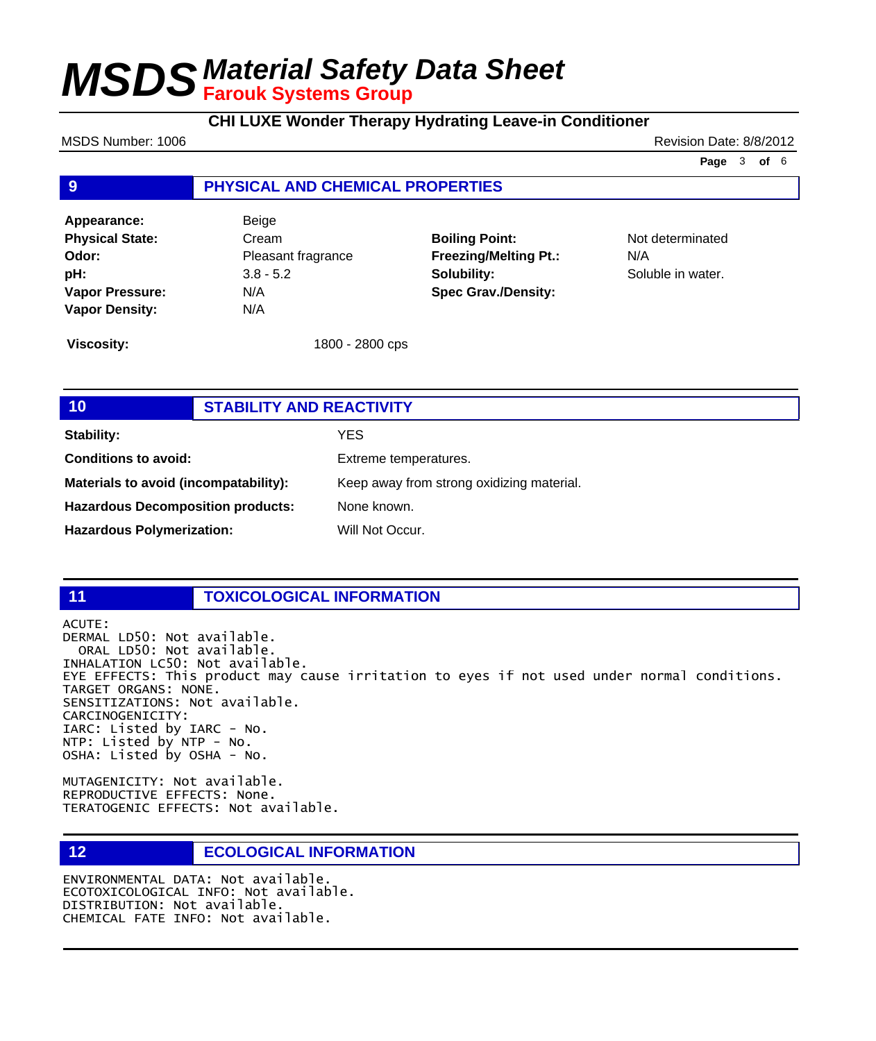## 9 PHYSICAL AND CHEMICAL PROPERTIES

| | | | |
|---|---|---|---|
| **Appearance:** | Beige | | |
| **Physical State:** | Cream | **Boiling Point:** | Not determinated |
| **Odor:** | Pleasant fragrance | **Freezing/Melting Pt.:** | N/A |
| **pH:** | 3.8 - 5.2 | **Solubility:** | Soluble in water. |
| **Vapor Pressure:** | N/A | **Spec Grav./Density:** | |
| **Vapor Density:** | N/A | | |

**Viscosity:** 1800 - 2800 cps

## 10 STABILITY AND REACTIVITY

| | |
|---|---|
| **Stability:** | YES |
| **Conditions to avoid:** | Extreme temperatures. |
| **Materials to avoid (incompatability):** | Keep away from strong oxidizing material. |
| **Hazardous Decomposition products:** | None known. |
| **Hazardous Polymerization:** | Will Not Occur. |

## 11 TOXICOLOGICAL INFORMATION

ACUTE:
DERMAL LD50: Not available.
ORAL LD50: Not available.
INHALATION LC50: Not available.
EYE EFFECTS: This product may cause irritation to eyes if not used under normal conditions.
TARGET ORGANS: NONE.
SENSITIZATIONS: Not available.
CARCINOGENICITY:
IARC: Listed by IARC - No.
NTP: Listed by NTP - No.
OSHA: Listed by OSHA - No.

MUTAGENICITY: Not available.
REPRODUCTIVE EFFECTS: None.
TERATOGENIC EFFECTS: Not available.

## 12 ECOLOGICAL INFORMATION

ENVIRONMENTAL DATA: Not available.
ECOTOXICOLOGICAL INFO: Not available.
DISTRIBUTION: Not available.
CHEMICAL FATE INFO: Not available.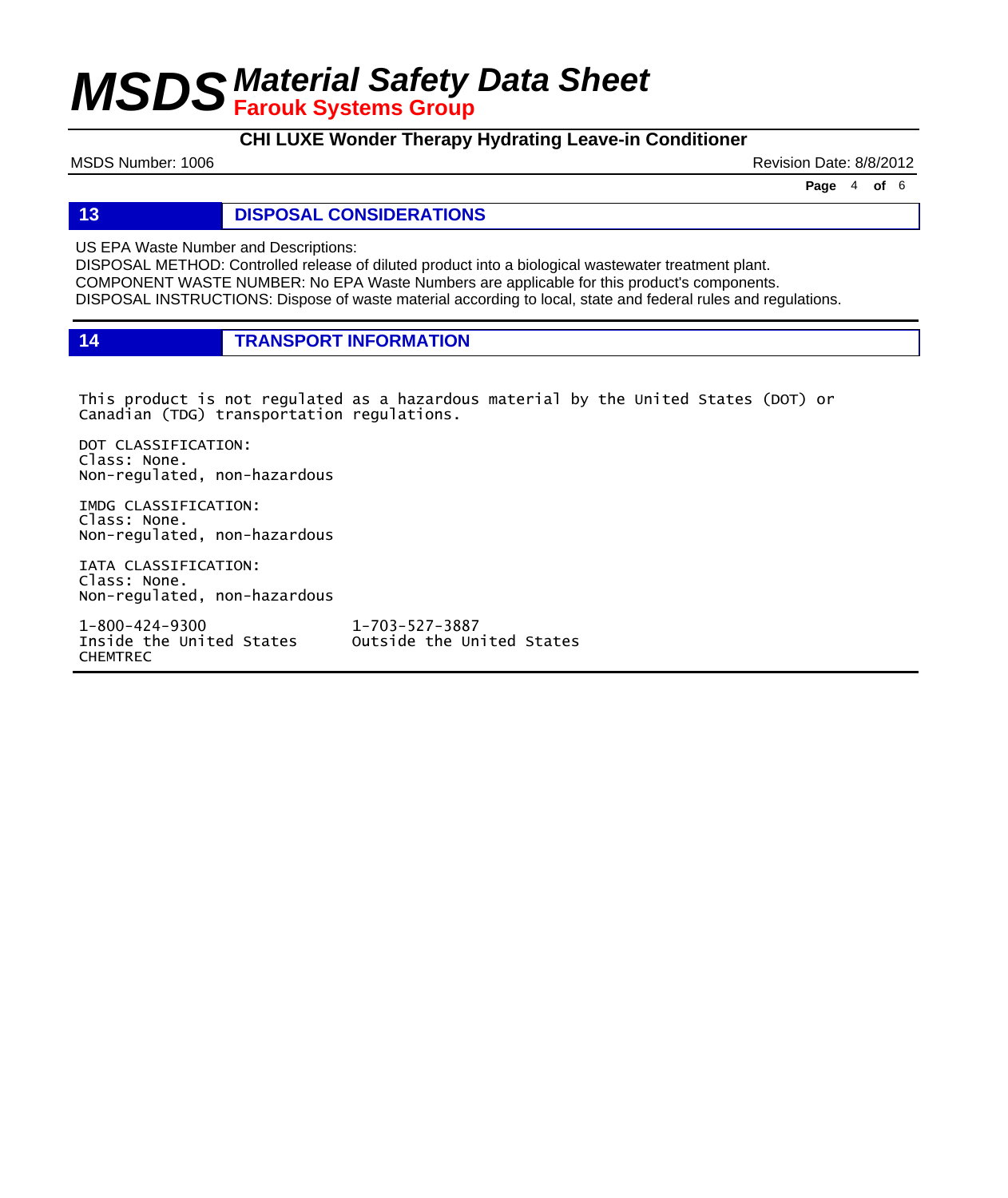## 13 DISPOSAL CONSIDERATIONS

US EPA Waste Number and Descriptions:
DISPOSAL METHOD: Controlled release of diluted product into a biological wastewater treatment plant.
COMPONENT WASTE NUMBER: No EPA Waste Numbers are applicable for this product's components.
DISPOSAL INSTRUCTIONS: Dispose of waste material according to local, state and federal rules and regulations.

## 14 TRANSPORT INFORMATION

This product is not regulated as a hazardous material by the United States (DOT) or Canadian (TDG) transportation regulations.

DOT CLASSIFICATION:
Class: None.
Non-regulated, non-hazardous

IMDG CLASSIFICATION:
Class: None.
Non-regulated, non-hazardous

IATA CLASSIFICATION:
Class: None.
Non-regulated, non-hazardous

1-800-424-9300 Inside the United States
1-703-527-3887 Outside the United States
CHEMTREC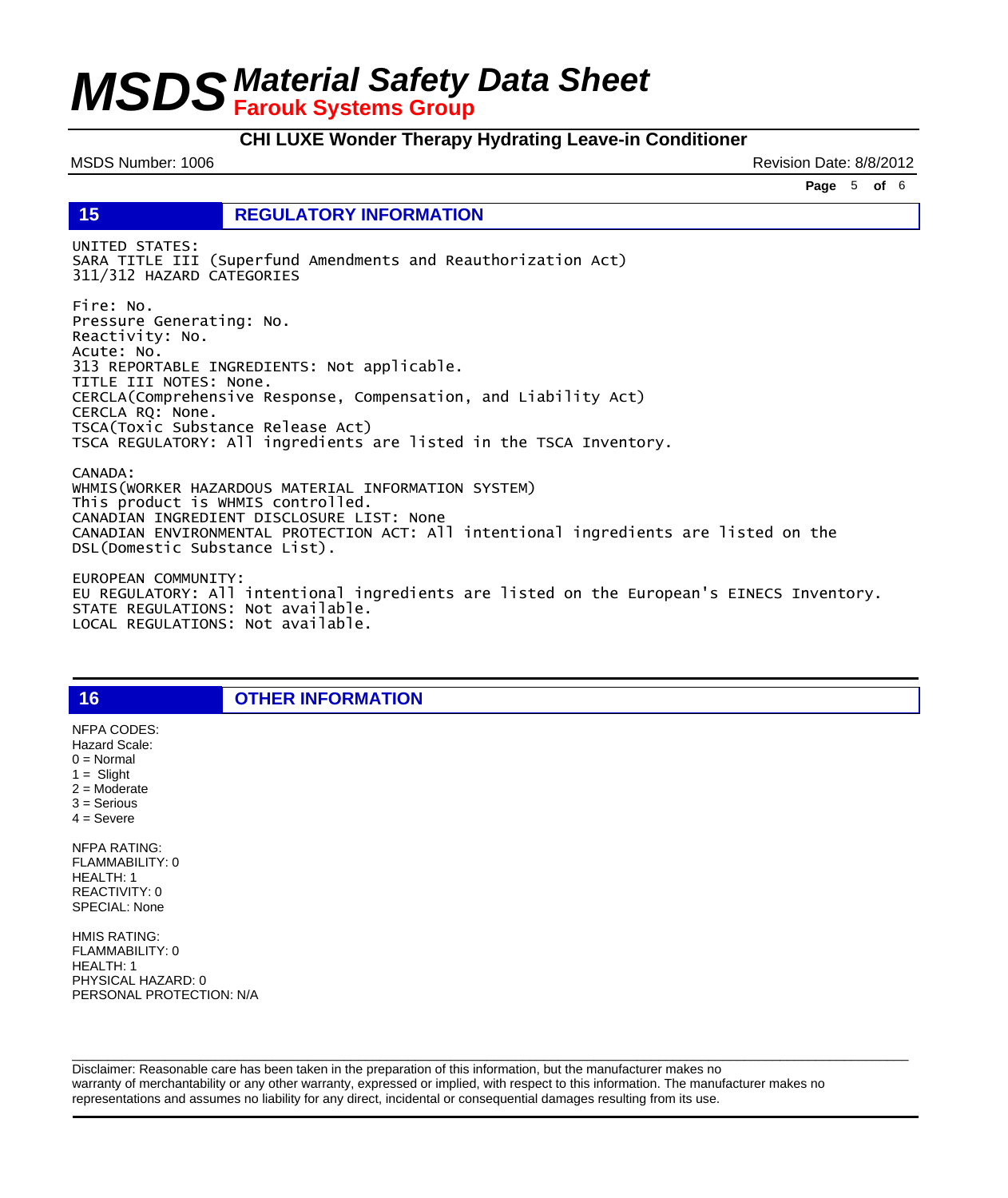## 15 REGULATORY INFORMATION

UNITED STATES:
SARA TITLE III (Superfund Amendments and Reauthorization Act)
311/312 HAZARD CATEGORIES

Fire: No.
Pressure Generating: No.
Reactivity: No.
Acute: No.
313 REPORTABLE INGREDIENTS: Not applicable.
TITLE III NOTES: None.
CERCLA(Comprehensive Response, Compensation, and Liability Act)
CERCLA RQ: None.
TSCA(Toxic Substance Release Act)
TSCA REGULATORY: All ingredients are listed in the TSCA Inventory.

CANADA:
WHMIS(WORKER HAZARDOUS MATERIAL INFORMATION SYSTEM)
This product is WHMIS controlled.
CANADIAN INGREDIENT DISCLOSURE LIST: None
CANADIAN ENVIRONMENTAL PROTECTION ACT: All intentional ingredients are listed on the DSL(Domestic Substance List).

EUROPEAN COMMUNITY:
EU REGULATORY: All intentional ingredients are listed on the European's EINECS Inventory.
STATE REGULATIONS: Not available.
LOCAL REGULATIONS: Not available.

## 16 OTHER INFORMATION

NFPA CODES:
Hazard Scale:
0 = Normal
1 = Slight
2 = Moderate
3 = Serious
4 = Severe

NFPA RATING:
FLAMMABILITY: 0
HEALTH: 1
REACTIVITY: 0
SPECIAL: None

HMIS RATING:
FLAMMABILITY: 0
HEALTH: 1
PHYSICAL HAZARD: 0
PERSONAL PROTECTION: N/A

Disclaimer: Reasonable care has been taken in the preparation of this information, but the manufacturer makes no warranty of merchantability or any other warranty, expressed or implied, with respect to this information. The manufacturer makes no representations and assumes no liability for any direct, incidental or consequential damages resulting from its use.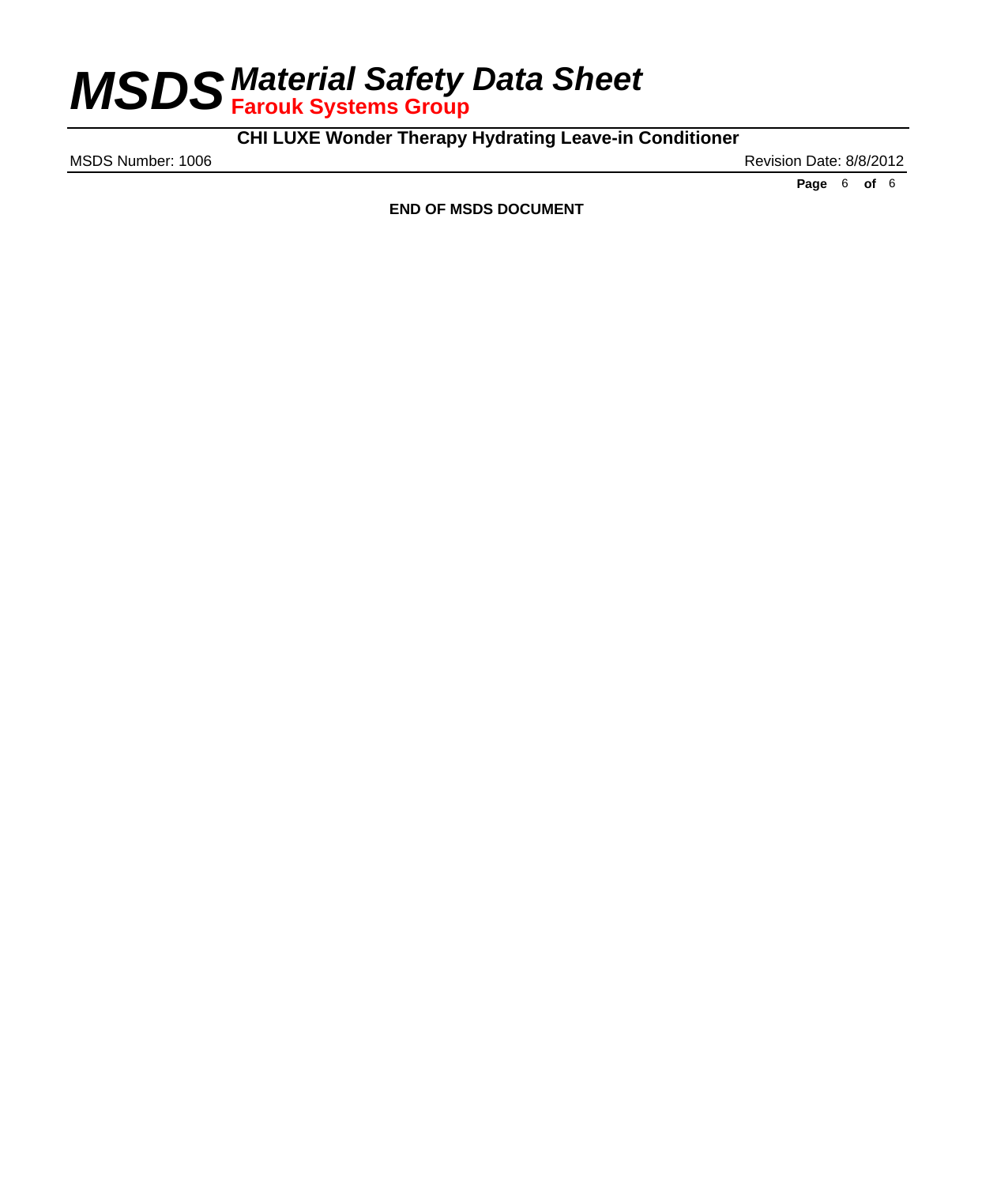**END OF MSDS DOCUMENT**